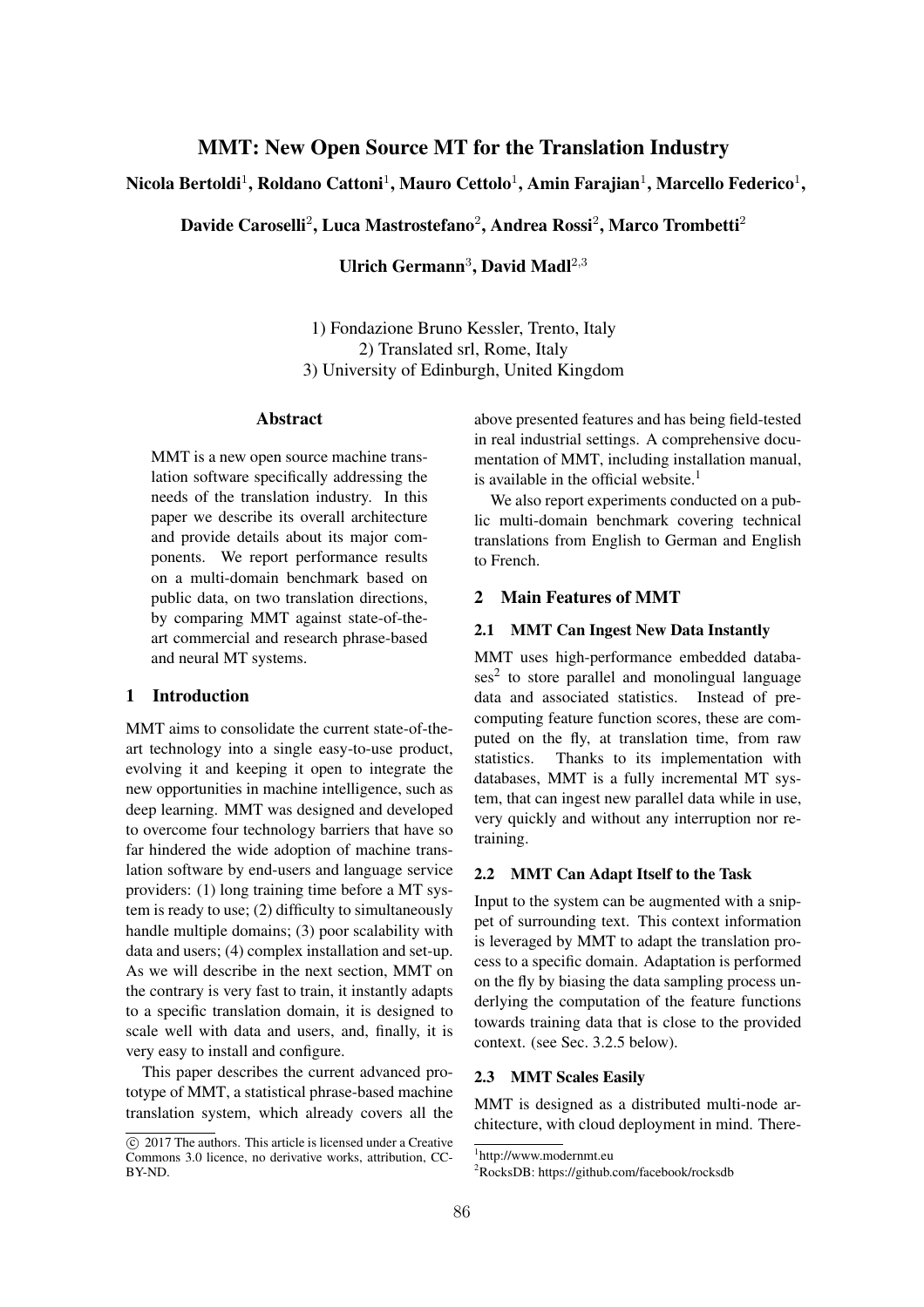# MMT: New Open Source MT for the Translation Industry

**Nicola Bertoldi[1], Roldano Cattoni[1], Mauro Cettolo[1], Amin Farajian[1], Marcello Federico[1],**

**Davide Caroselli[2], Luca Mastrostefano[2], Andrea Rossi[2], Marco Trombetti[2]**

**Ulrich Germann[3], David Madl[2,3]**

1) Fondazione Bruno Kessler, Trento, Italy
2) Translated srl, Rome, Italy
3) University of Edinburgh, United Kingdom

## Abstract

MMT is a new open source machine translation software specifically addressing the needs of the translation industry. In this paper we describe its overall architecture and provide details about its major components. We report performance results on a multi-domain benchmark based on public data, on two translation directions, by comparing MMT against state-of-the-art commercial and research phrase-based and neural MT systems.

## 1 Introduction

MMT aims to consolidate the current state-of-the-art technology into a single easy-to-use product, evolving it and keeping it open to integrate the new opportunities in machine intelligence, such as deep learning. MMT was designed and developed to overcome four technology barriers that have so far hindered the wide adoption of machine translation software by end-users and language service providers: (1) long training time before a MT system is ready to use; (2) difficulty to simultaneously handle multiple domains; (3) poor scalability with data and users; (4) complex installation and set-up. As we will describe in the next section, MMT on the contrary is very fast to train, it instantly adapts to a specific translation domain, it is designed to scale well with data and users, and, finally, it is very easy to install and configure.

This paper describes the current advanced prototype of MMT, a statistical phrase-based machine translation system, which already covers all the above presented features and has being field-tested in real industrial settings. A comprehensive documentation of MMT, including installation manual, is available in the official website.[1]

We also report experiments conducted on a public multi-domain benchmark covering technical translations from English to German and English to French.

## 2 Main Features of MMT

### 2.1 MMT Can Ingest New Data Instantly

MMT uses high-performance embedded databases[2] to store parallel and monolingual language data and associated statistics. Instead of pre-computing feature function scores, these are computed on the fly, at translation time, from raw statistics. Thanks to its implementation with databases, MMT is a fully incremental MT system, that can ingest new parallel data while in use, very quickly and without any interruption nor retraining.

### 2.2 MMT Can Adapt Itself to the Task

Input to the system can be augmented with a snippet of surrounding text. This context information is leveraged by MMT to adapt the translation process to a specific domain. Adaptation is performed on the fly by biasing the data sampling process underlying the computation of the feature functions towards training data that is close to the provided context. (see Sec. 3.2.5 below).

### 2.3 MMT Scales Easily

MMT is designed as a distributed multi-node architecture, with cloud deployment in mind. There-

© 2017 The authors. This article is licensed under a Creative Commons 3.0 licence, no derivative works, attribution, CC-BY-ND.

[1] http://www.modernmt.eu

[2] RocksDB: https://github.com/facebook/rocksdb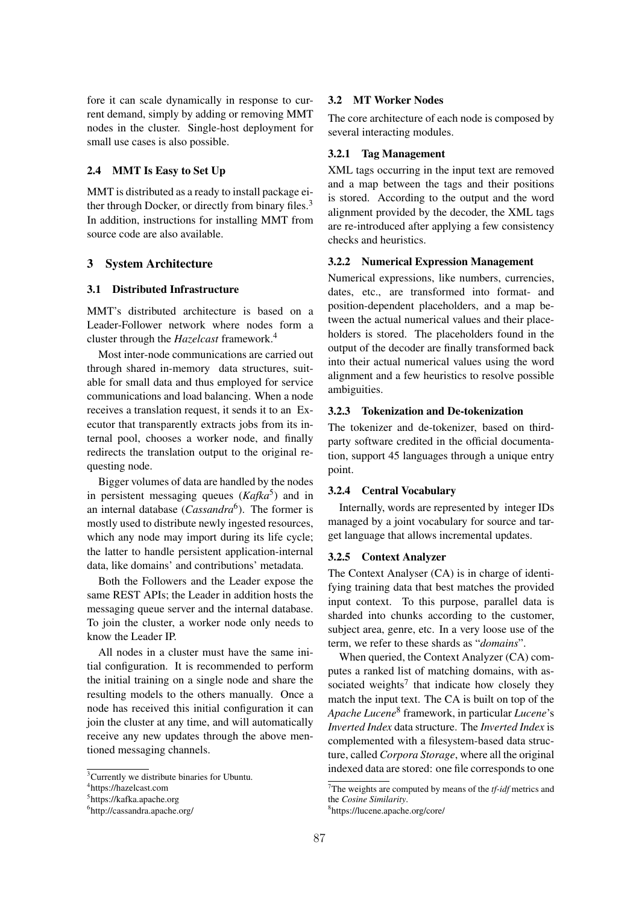fore it can scale dynamically in response to current demand, simply by adding or removing MMT nodes in the cluster. Single-host deployment for small use cases is also possible.

### 2.4 MMT Is Easy to Set Up

MMT is distributed as a ready to install package either through Docker, or directly from binary files.[3] In addition, instructions for installing MMT from source code are also available.

## 3 System Architecture

### 3.1 Distributed Infrastructure

MMT's distributed architecture is based on a Leader-Follower network where nodes form a cluster through the *Hazelcast* framework.[4]

Most inter-node communications are carried out through shared in-memory data structures, suitable for small data and thus employed for service communications and load balancing. When a node receives a translation request, it sends it to an Executor that transparently extracts jobs from its internal pool, chooses a worker node, and finally redirects the translation output to the original requesting node.

Bigger volumes of data are handled by the nodes in persistent messaging queues (*Kafka*[5]) and in an internal database (*Cassandra*[6]). The former is mostly used to distribute newly ingested resources, which any node may import during its life cycle; the latter to handle persistent application-internal data, like domains' and contributions' metadata.

Both the Followers and the Leader expose the same REST APIs; the Leader in addition hosts the messaging queue server and the internal database. To join the cluster, a worker node only needs to know the Leader IP.

All nodes in a cluster must have the same initial configuration. It is recommended to perform the initial training on a single node and share the resulting models to the others manually. Once a node has received this initial configuration it can join the cluster at any time, and will automatically receive any new updates through the above mentioned messaging channels.

### 3.2 MT Worker Nodes

The core architecture of each node is composed by several interacting modules.

#### 3.2.1 Tag Management

XML tags occurring in the input text are removed and a map between the tags and their positions is stored. According to the output and the word alignment provided by the decoder, the XML tags are re-introduced after applying a few consistency checks and heuristics.

#### 3.2.2 Numerical Expression Management

Numerical expressions, like numbers, currencies, dates, etc., are transformed into format- and position-dependent placeholders, and a map between the actual numerical values and their placeholders is stored. The placeholders found in the output of the decoder are finally transformed back into their actual numerical values using the word alignment and a few heuristics to resolve possible ambiguities.

#### 3.2.3 Tokenization and De-tokenization

The tokenizer and de-tokenizer, based on third-party software credited in the official documentation, support 45 languages through a unique entry point.

#### 3.2.4 Central Vocabulary

Internally, words are represented by integer IDs managed by a joint vocabulary for source and target language that allows incremental updates.

#### 3.2.5 Context Analyzer

The Context Analyser (CA) is in charge of identifying training data that best matches the provided input context. To this purpose, parallel data is sharded into chunks according to the customer, subject area, genre, etc. In a very loose use of the term, we refer to these shards as "*domains*".

When queried, the Context Analyzer (CA) computes a ranked list of matching domains, with associated weights[7] that indicate how closely they match the input text. The CA is built on top of the *Apache Lucene*[8] framework, in particular *Lucene*'s *Inverted Index* data structure. The *Inverted Index* is complemented with a filesystem-based data structure, called *Corpora Storage*, where all the original indexed data are stored: one file corresponds to one

[3] Currently we distribute binaries for Ubuntu.

[4] https://hazelcast.com

[5] https://kafka.apache.org

[6] http://cassandra.apache.org/

[7] The weights are computed by means of the *tf-idf* metrics and the *Cosine Similarity*.

[8] https://lucene.apache.org/core/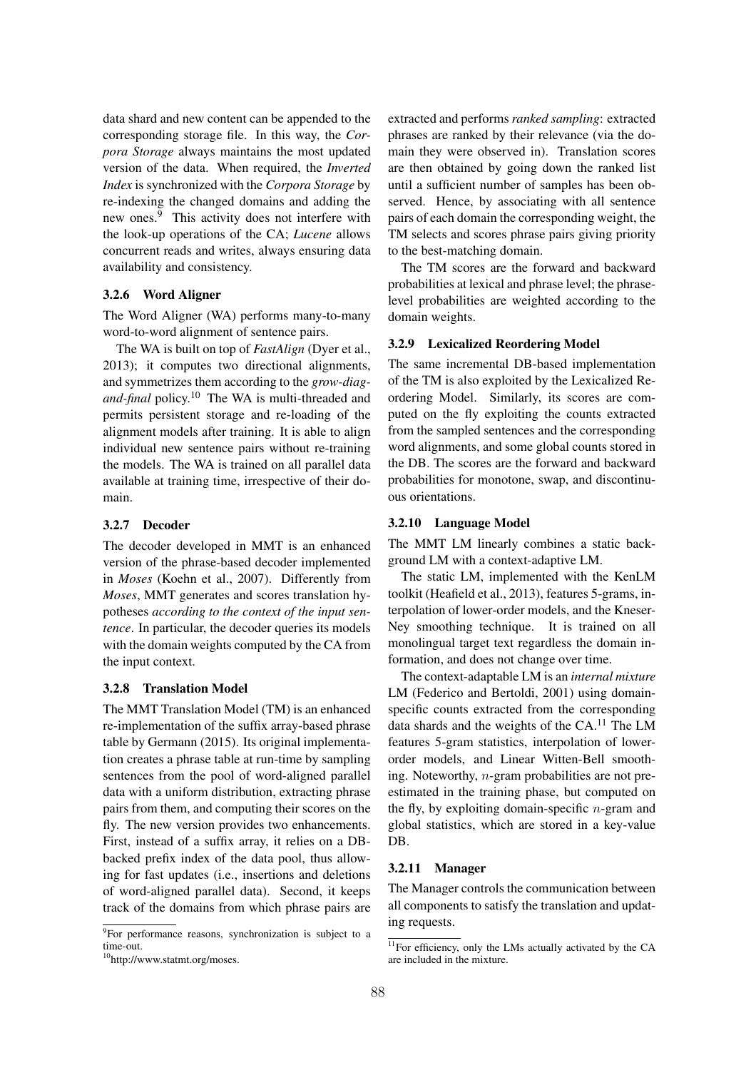data shard and new content can be appended to the corresponding storage file. In this way, the *Corpora Storage* always maintains the most updated version of the data. When required, the *Inverted Index* is synchronized with the *Corpora Storage* by re-indexing the changed domains and adding the new ones.[9] This activity does not interfere with the look-up operations of the CA; *Lucene* allows concurrent reads and writes, always ensuring data availability and consistency.

#### 3.2.6 Word Aligner

The Word Aligner (WA) performs many-to-many word-to-word alignment of sentence pairs.

The WA is built on top of *FastAlign* (Dyer et al., 2013); it computes two directional alignments, and symmetrizes them according to the *grow-diag-and-final* policy.[10] The WA is multi-threaded and permits persistent storage and re-loading of the alignment models after training. It is able to align individual new sentence pairs without re-training the models. The WA is trained on all parallel data available at training time, irrespective of their domain.

#### 3.2.7 Decoder

The decoder developed in MMT is an enhanced version of the phrase-based decoder implemented in *Moses* (Koehn et al., 2007). Differently from *Moses*, MMT generates and scores translation hypotheses *according to the context of the input sentence*. In particular, the decoder queries its models with the domain weights computed by the CA from the input context.

#### 3.2.8 Translation Model

The MMT Translation Model (TM) is an enhanced re-implementation of the suffix array-based phrase table by Germann (2015). Its original implementation creates a phrase table at run-time by sampling sentences from the pool of word-aligned parallel data with a uniform distribution, extracting phrase pairs from them, and computing their scores on the fly. The new version provides two enhancements. First, instead of a suffix array, it relies on a DB-backed prefix index of the data pool, thus allowing for fast updates (i.e., insertions and deletions of word-aligned parallel data). Second, it keeps track of the domains from which phrase pairs are extracted and performs *ranked sampling*: extracted phrases are ranked by their relevance (via the domain they were observed in). Translation scores are then obtained by going down the ranked list until a sufficient number of samples has been observed. Hence, by associating with all sentence pairs of each domain the corresponding weight, the TM selects and scores phrase pairs giving priority to the best-matching domain.

The TM scores are the forward and backward probabilities at lexical and phrase level; the phrase-level probabilities are weighted according to the domain weights.

#### 3.2.9 Lexicalized Reordering Model

The same incremental DB-based implementation of the TM is also exploited by the Lexicalized Reordering Model. Similarly, its scores are computed on the fly exploiting the counts extracted from the sampled sentences and the corresponding word alignments, and some global counts stored in the DB. The scores are the forward and backward probabilities for monotone, swap, and discontinuous orientations.

#### 3.2.10 Language Model

The MMT LM linearly combines a static background LM with a context-adaptive LM.

The static LM, implemented with the KenLM toolkit (Heafield et al., 2013), features 5-grams, interpolation of lower-order models, and the Kneser-Ney smoothing technique. It is trained on all monolingual target text regardless the domain information, and does not change over time.

The context-adaptable LM is an *internal mixture* LM (Federico and Bertoldi, 2001) using domain-specific counts extracted from the corresponding data shards and the weights of the CA.[11] The LM features 5-gram statistics, interpolation of lower-order models, and Linear Witten-Bell smoothing. Noteworthy, $n$-gram probabilities are not pre-estimated in the training phase, but computed on the fly, by exploiting domain-specific $n$-gram and global statistics, which are stored in a key-value DB.

#### 3.2.11 Manager

The Manager controls the communication between all components to satisfy the translation and updating requests.

---

[9] For performance reasons, synchronization is subject to a time-out.

[10] http://www.statmt.org/moses.

[11] For efficiency, only the LMs actually activated by the CA are included in the mixture.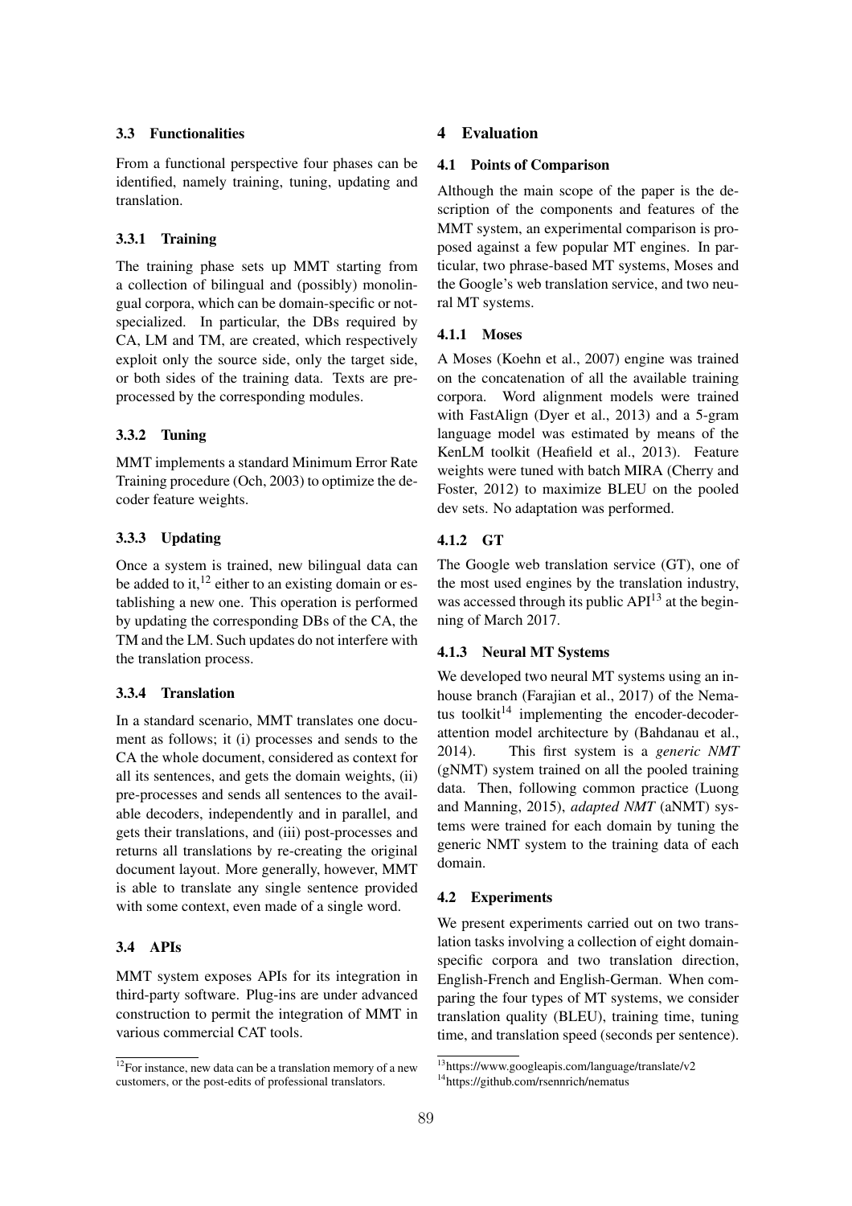### 3.3 Functionalities

From a functional perspective four phases can be identified, namely training, tuning, updating and translation.

#### 3.3.1 Training

The training phase sets up MMT starting from a collection of bilingual and (possibly) monolingual corpora, which can be domain-specific or not-specialized. In particular, the DBs required by CA, LM and TM, are created, which respectively exploit only the source side, only the target side, or both sides of the training data. Texts are preprocessed by the corresponding modules.

#### 3.3.2 Tuning

MMT implements a standard Minimum Error Rate Training procedure (Och, 2003) to optimize the decoder feature weights.

#### 3.3.3 Updating

Once a system is trained, new bilingual data can be added to it,[12] either to an existing domain or establishing a new one. This operation is performed by updating the corresponding DBs of the CA, the TM and the LM. Such updates do not interfere with the translation process.

#### 3.3.4 Translation

In a standard scenario, MMT translates one document as follows; it (i) processes and sends to the CA the whole document, considered as context for all its sentences, and gets the domain weights, (ii) pre-processes and sends all sentences to the available decoders, independently and in parallel, and gets their translations, and (iii) post-processes and returns all translations by re-creating the original document layout. More generally, however, MMT is able to translate any single sentence provided with some context, even made of a single word.

### 3.4 APIs

MMT system exposes APIs for its integration in third-party software. Plug-ins are under advanced construction to permit the integration of MMT in various commercial CAT tools.

[12] For instance, new data can be a translation memory of a new customers, or the post-edits of professional translators.

## 4 Evaluation

### 4.1 Points of Comparison

Although the main scope of the paper is the description of the components and features of the MMT system, an experimental comparison is proposed against a few popular MT engines. In particular, two phrase-based MT systems, Moses and the Google's web translation service, and two neural MT systems.

#### 4.1.1 Moses

A Moses (Koehn et al., 2007) engine was trained on the concatenation of all the available training corpora. Word alignment models were trained with FastAlign (Dyer et al., 2013) and a 5-gram language model was estimated by means of the KenLM toolkit (Heafield et al., 2013). Feature weights were tuned with batch MIRA (Cherry and Foster, 2012) to maximize BLEU on the pooled dev sets. No adaptation was performed.

#### 4.1.2 GT

The Google web translation service (GT), one of the most used engines by the translation industry, was accessed through its public API[13] at the beginning of March 2017.

#### 4.1.3 Neural MT Systems

We developed two neural MT systems using an in-house branch (Farajian et al., 2017) of the Nematus toolkit[14] implementing the encoder-decoder-attention model architecture by (Bahdanau et al., 2014). This first system is a *generic NMT* (gNMT) system trained on all the pooled training data. Then, following common practice (Luong and Manning, 2015), *adapted NMT* (aNMT) systems were trained for each domain by tuning the generic NMT system to the training data of each domain.

### 4.2 Experiments

We present experiments carried out on two translation tasks involving a collection of eight domain-specific corpora and two translation direction, English-French and English-German. When comparing the four types of MT systems, we consider translation quality (BLEU), training time, tuning time, and translation speed (seconds per sentence).

[13] https://www.googleapis.com/language/translate/v2

[14] https://github.com/rsennrich/nematus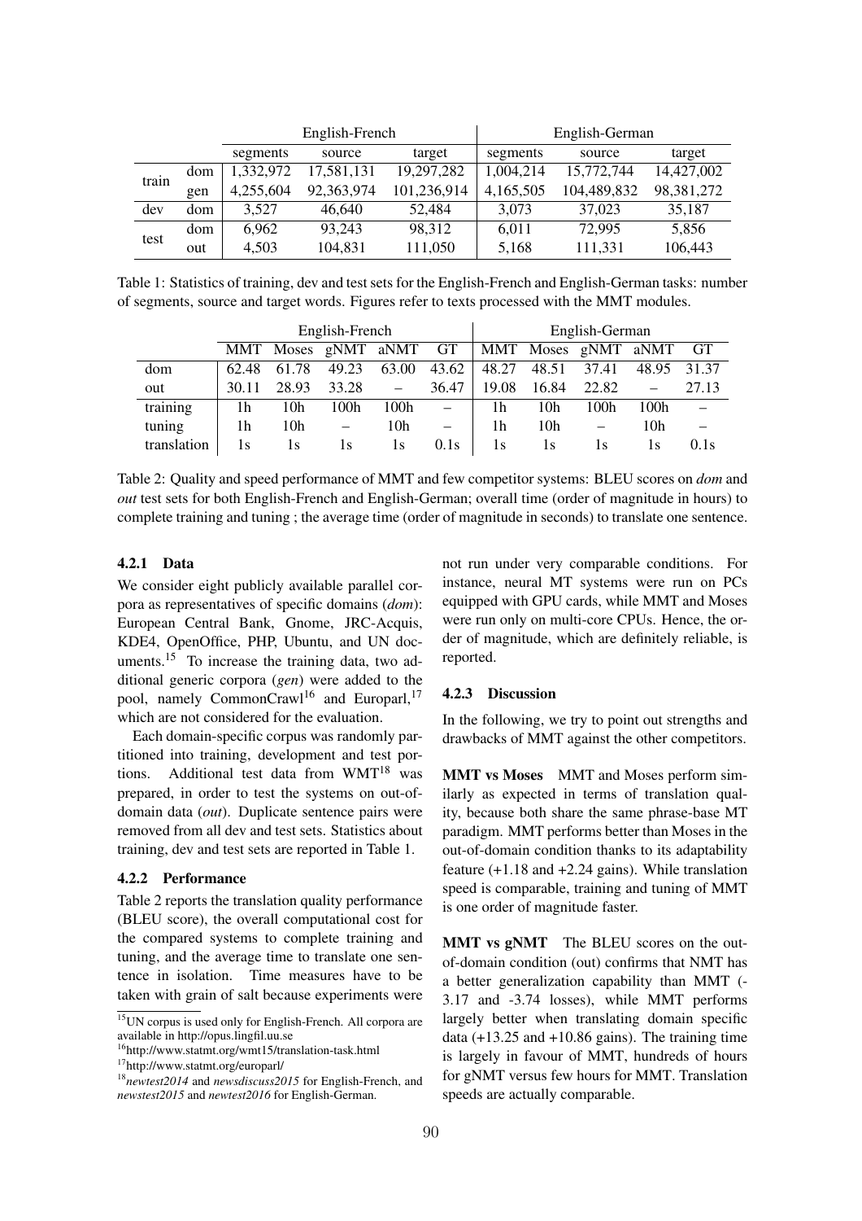| | | English-French | | | English-German | | |
|---|---|---|---|---|---|---|---|
| | | segments | source | target | segments | source | target |
| train | dom | 1,332,972 | 17,581,131 | 19,297,282 | 1,004,214 | 15,772,744 | 14,427,002 |
| | gen | 4,255,604 | 92,363,974 | 101,236,914 | 4,165,505 | 104,489,832 | 98,381,272 |
| dev | dom | 3,527 | 46,640 | 52,484 | 3,073 | 37,023 | 35,187 |
| test | dom | 6,962 | 93,243 | 98,312 | 6,011 | 72,995 | 5,856 |
| | out | 4,503 | 104,831 | 111,050 | 5,168 | 111,331 | 106,443 |

Table 1: Statistics of training, dev and test sets for the English-French and English-German tasks: number of segments, source and target words. Figures refer to texts processed with the MMT modules.

| | English-French | | | | | English-German | | | | |
|---|---|---|---|---|---|---|---|---|---|---|
| | MMT | Moses | gNMT | aNMT | GT | MMT | Moses | gNMT | aNMT | GT |
| dom | 62.48 | 61.78 | 49.23 | 63.00 | 43.62 | 48.27 | 48.51 | 37.41 | 48.95 | 31.37 |
| out | 30.11 | 28.93 | 33.28 | – | 36.47 | 19.08 | 16.84 | 22.82 | – | 27.13 |
| training | 1h | 10h | 100h | 100h | – | 1h | 10h | 100h | 100h | – |
| tuning | 1h | 10h | – | 10h | – | 1h | 10h | – | 10h | – |
| translation | 1s | 1s | 1s | 1s | 0.1s | 1s | 1s | 1s | 1s | 0.1s |

Table 2: Quality and speed performance of MMT and few competitor systems: BLEU scores on *dom* and *out* test sets for both English-French and English-German; overall time (order of magnitude in hours) to complete training and tuning ; the average time (order of magnitude in seconds) to translate one sentence.

#### 4.2.1 Data

We consider eight publicly available parallel corpora as representatives of specific domains (*dom*): European Central Bank, Gnome, JRC-Acquis, KDE4, OpenOffice, PHP, Ubuntu, and UN documents.[15] To increase the training data, two additional generic corpora (*gen*) were added to the pool, namely CommonCrawl[16] and Europarl,[17] which are not considered for the evaluation.

Each domain-specific corpus was randomly partitioned into training, development and test portions. Additional test data from WMT[18] was prepared, in order to test the systems on out-of-domain data (*out*). Duplicate sentence pairs were removed from all dev and test sets. Statistics about training, dev and test sets are reported in Table 1.

#### 4.2.2 Performance

Table 2 reports the translation quality performance (BLEU score), the overall computational cost for the compared systems to complete training and tuning, and the average time to translate one sentence in isolation. Time measures have to be taken with grain of salt because experiments were not run under very comparable conditions. For instance, neural MT systems were run on PCs equipped with GPU cards, while MMT and Moses were run only on multi-core CPUs. Hence, the order of magnitude, which are definitely reliable, is reported.

#### 4.2.3 Discussion

In the following, we try to point out strengths and drawbacks of MMT against the other competitors.

**MMT vs Moses** MMT and Moses perform similarly as expected in terms of translation quality, because both share the same phrase-base MT paradigm. MMT performs better than Moses in the out-of-domain condition thanks to its adaptability feature (+1.18 and +2.24 gains). While translation speed is comparable, training and tuning of MMT is one order of magnitude faster.

**MMT vs gNMT** The BLEU scores on the out-of-domain condition (out) confirms that NMT has a better generalization capability than MMT (-3.17 and -3.74 losses), while MMT performs largely better when translating domain specific data (+13.25 and +10.86 gains). The training time is largely in favour of MMT, hundreds of hours for gNMT versus few hours for MMT. Translation speeds are actually comparable.

[15] UN corpus is used only for English-French. All corpora are available in http://opus.lingfil.uu.se

[16] http://www.statmt.org/wmt15/translation-task.html

[17] http://www.statmt.org/europarl/

[18] *newtest2014* and *newsdiscuss2015* for English-French, and *newstest2015* and *newtest2016* for English-German.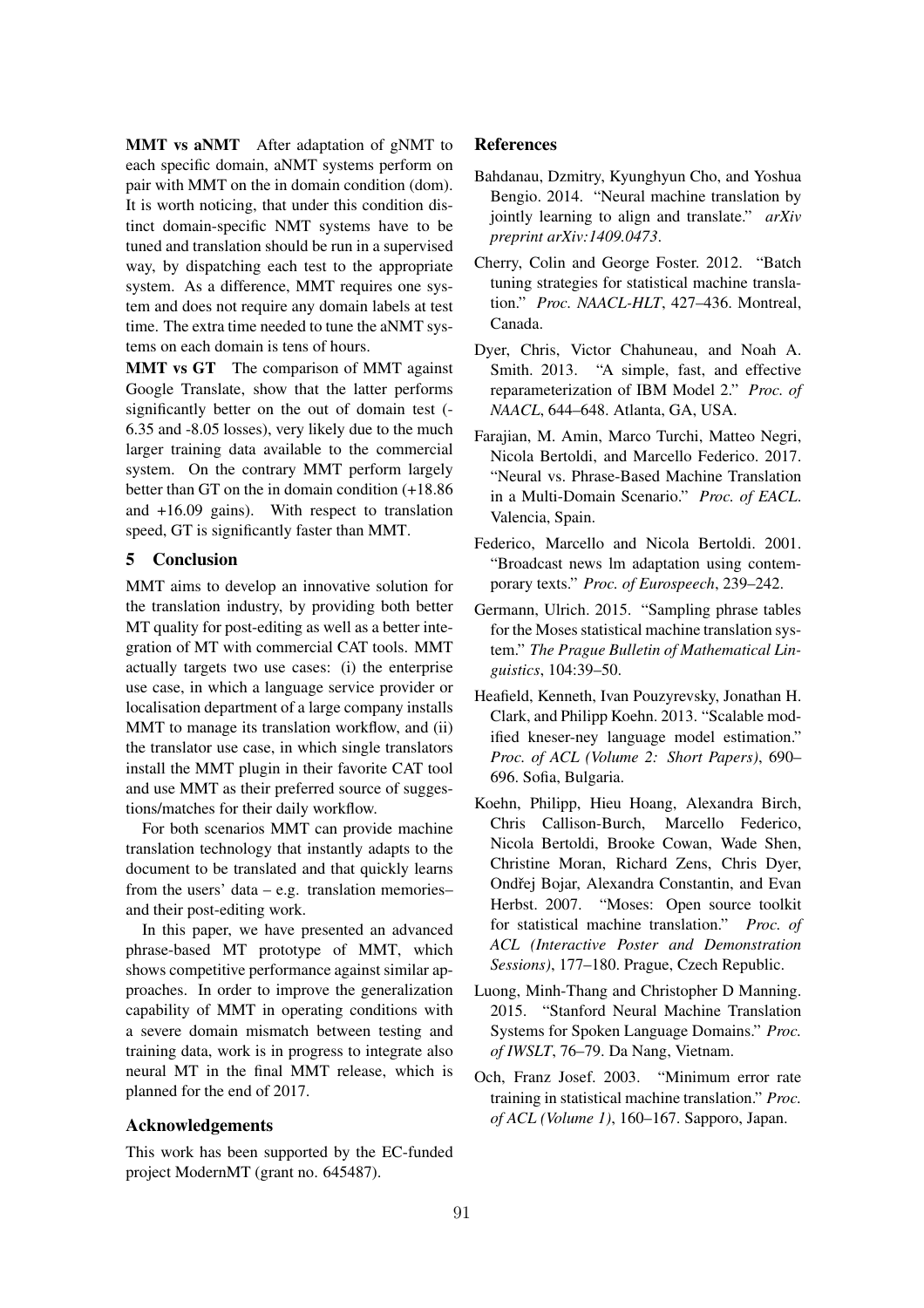**MMT vs aNMT** After adaptation of gNMT to each specific domain, aNMT systems perform on pair with MMT on the in domain condition (dom). It is worth noticing, that under this condition distinct domain-specific NMT systems have to be tuned and translation should be run in a supervised way, by dispatching each test to the appropriate system. As a difference, MMT requires one system and does not require any domain labels at test time. The extra time needed to tune the aNMT systems on each domain is tens of hours.

**MMT vs GT** The comparison of MMT against Google Translate, show that the latter performs significantly better on the out of domain test (-6.35 and -8.05 losses), very likely due to the much larger training data available to the commercial system. On the contrary MMT perform largely better than GT on the in domain condition (+18.86 and +16.09 gains). With respect to translation speed, GT is significantly faster than MMT.

## 5 Conclusion

MMT aims to develop an innovative solution for the translation industry, by providing both better MT quality for post-editing as well as a better integration of MT with commercial CAT tools. MMT actually targets two use cases: (i) the enterprise use case, in which a language service provider or localisation department of a large company installs MMT to manage its translation workflow, and (ii) the translator use case, in which single translators install the MMT plugin in their favorite CAT tool and use MMT as their preferred source of suggestions/matches for their daily workflow.

For both scenarios MMT can provide machine translation technology that instantly adapts to the document to be translated and that quickly learns from the users' data – e.g. translation memories– and their post-editing work.

In this paper, we have presented an advanced phrase-based MT prototype of MMT, which shows competitive performance against similar approaches. In order to improve the generalization capability of MMT in operating conditions with a severe domain mismatch between testing and training data, work is in progress to integrate also neural MT in the final MMT release, which is planned for the end of 2017.

## Acknowledgements

This work has been supported by the EC-funded project ModernMT (grant no. 645487).

## References

Bahdanau, Dzmitry, Kyunghyun Cho, and Yoshua Bengio. 2014. "Neural machine translation by jointly learning to align and translate." *arXiv preprint arXiv:1409.0473*.

Cherry, Colin and George Foster. 2012. "Batch tuning strategies for statistical machine translation." *Proc. NAACL-HLT*, 427–436. Montreal, Canada.

Dyer, Chris, Victor Chahuneau, and Noah A. Smith. 2013. "A simple, fast, and effective reparameterization of IBM Model 2." *Proc. of NAACL*, 644–648. Atlanta, GA, USA.

Farajian, M. Amin, Marco Turchi, Matteo Negri, Nicola Bertoldi, and Marcello Federico. 2017. "Neural vs. Phrase-Based Machine Translation in a Multi-Domain Scenario." *Proc. of EACL*. Valencia, Spain.

Federico, Marcello and Nicola Bertoldi. 2001. "Broadcast news lm adaptation using contemporary texts." *Proc. of Eurospeech*, 239–242.

Germann, Ulrich. 2015. "Sampling phrase tables for the Moses statistical machine translation system." *The Prague Bulletin of Mathematical Linguistics*, 104:39–50.

Heafield, Kenneth, Ivan Pouzyrevsky, Jonathan H. Clark, and Philipp Koehn. 2013. "Scalable modified kneser-ney language model estimation." *Proc. of ACL (Volume 2: Short Papers)*, 690–696. Sofia, Bulgaria.

Koehn, Philipp, Hieu Hoang, Alexandra Birch, Chris Callison-Burch, Marcello Federico, Nicola Bertoldi, Brooke Cowan, Wade Shen, Christine Moran, Richard Zens, Chris Dyer, Ondřej Bojar, Alexandra Constantin, and Evan Herbst. 2007. "Moses: Open source toolkit for statistical machine translation." *Proc. of ACL (Interactive Poster and Demonstration Sessions)*, 177–180. Prague, Czech Republic.

Luong, Minh-Thang and Christopher D Manning. 2015. "Stanford Neural Machine Translation Systems for Spoken Language Domains." *Proc. of IWSLT*, 76–79. Da Nang, Vietnam.

Och, Franz Josef. 2003. "Minimum error rate training in statistical machine translation." *Proc. of ACL (Volume 1)*, 160–167. Sapporo, Japan.